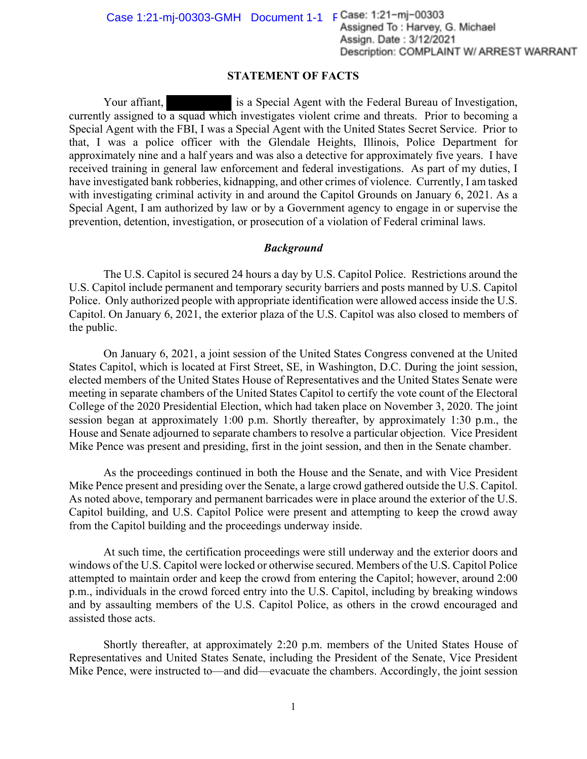Case: 1:21-mj-00303
Assigned To : Harvey, G. Michael
Assign. Date : 3/12/2021
Description: COMPLAINT W/ ARREST WARRANT

## STATEMENT OF FACTS

Your affiant, [REDACTED] is a Special Agent with the Federal Bureau of Investigation, currently assigned to a squad which investigates violent crime and threats. Prior to becoming a Special Agent with the FBI, I was a Special Agent with the United States Secret Service. Prior to that, I was a police officer with the Glendale Heights, Illinois, Police Department for approximately nine and a half years and was also a detective for approximately five years. I have received training in general law enforcement and federal investigations. As part of my duties, I have investigated bank robberies, kidnapping, and other crimes of violence. Currently, I am tasked with investigating criminal activity in and around the Capitol Grounds on January 6, 2021. As a Special Agent, I am authorized by law or by a Government agency to engage in or supervise the prevention, detention, investigation, or prosecution of a violation of Federal criminal laws.

### *Background*

The U.S. Capitol is secured 24 hours a day by U.S. Capitol Police. Restrictions around the U.S. Capitol include permanent and temporary security barriers and posts manned by U.S. Capitol Police. Only authorized people with appropriate identification were allowed access inside the U.S. Capitol. On January 6, 2021, the exterior plaza of the U.S. Capitol was also closed to members of the public.

On January 6, 2021, a joint session of the United States Congress convened at the United States Capitol, which is located at First Street, SE, in Washington, D.C. During the joint session, elected members of the United States House of Representatives and the United States Senate were meeting in separate chambers of the United States Capitol to certify the vote count of the Electoral College of the 2020 Presidential Election, which had taken place on November 3, 2020. The joint session began at approximately 1:00 p.m. Shortly thereafter, by approximately 1:30 p.m., the House and Senate adjourned to separate chambers to resolve a particular objection. Vice President Mike Pence was present and presiding, first in the joint session, and then in the Senate chamber.

As the proceedings continued in both the House and the Senate, and with Vice President Mike Pence present and presiding over the Senate, a large crowd gathered outside the U.S. Capitol. As noted above, temporary and permanent barricades were in place around the exterior of the U.S. Capitol building, and U.S. Capitol Police were present and attempting to keep the crowd away from the Capitol building and the proceedings underway inside.

At such time, the certification proceedings were still underway and the exterior doors and windows of the U.S. Capitol were locked or otherwise secured. Members of the U.S. Capitol Police attempted to maintain order and keep the crowd from entering the Capitol; however, around 2:00 p.m., individuals in the crowd forced entry into the U.S. Capitol, including by breaking windows and by assaulting members of the U.S. Capitol Police, as others in the crowd encouraged and assisted those acts.

Shortly thereafter, at approximately 2:20 p.m. members of the United States House of Representatives and United States Senate, including the President of the Senate, Vice President Mike Pence, were instructed to—and did—evacuate the chambers. Accordingly, the joint session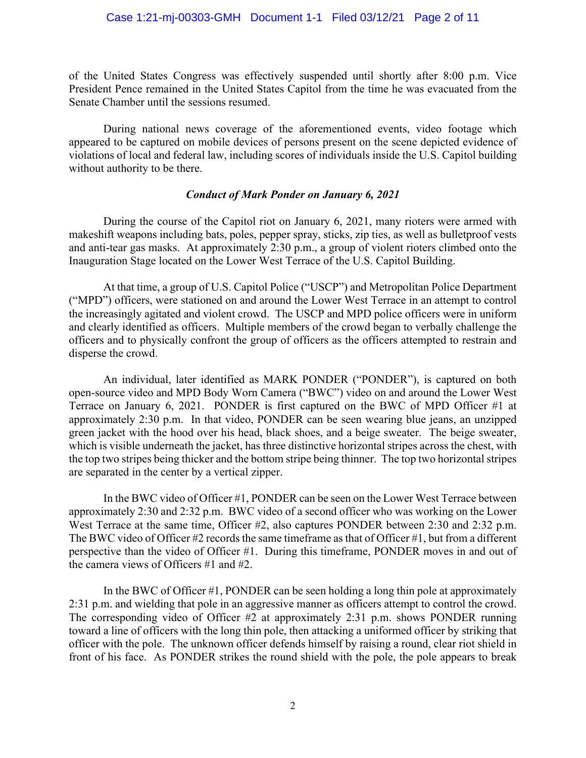of the United States Congress was effectively suspended until shortly after 8:00 p.m. Vice President Pence remained in the United States Capitol from the time he was evacuated from the Senate Chamber until the sessions resumed.

During national news coverage of the aforementioned events, video footage which appeared to be captured on mobile devices of persons present on the scene depicted evidence of violations of local and federal law, including scores of individuals inside the U.S. Capitol building without authority to be there.

***Conduct of Mark Ponder on January 6, 2021***

During the course of the Capitol riot on January 6, 2021, many rioters were armed with makeshift weapons including bats, poles, pepper spray, sticks, zip ties, as well as bulletproof vests and anti-tear gas masks. At approximately 2:30 p.m., a group of violent rioters climbed onto the Inauguration Stage located on the Lower West Terrace of the U.S. Capitol Building.

At that time, a group of U.S. Capitol Police ("USCP") and Metropolitan Police Department ("MPD") officers, were stationed on and around the Lower West Terrace in an attempt to control the increasingly agitated and violent crowd. The USCP and MPD police officers were in uniform and clearly identified as officers. Multiple members of the crowd began to verbally challenge the officers and to physically confront the group of officers as the officers attempted to restrain and disperse the crowd.

An individual, later identified as MARK PONDER ("PONDER"), is captured on both open-source video and MPD Body Worn Camera ("BWC") video on and around the Lower West Terrace on January 6, 2021. PONDER is first captured on the BWC of MPD Officer #1 at approximately 2:30 p.m. In that video, PONDER can be seen wearing blue jeans, an unzipped green jacket with the hood over his head, black shoes, and a beige sweater. The beige sweater, which is visible underneath the jacket, has three distinctive horizontal stripes across the chest, with the top two stripes being thicker and the bottom stripe being thinner. The top two horizontal stripes are separated in the center by a vertical zipper.

In the BWC video of Officer #1, PONDER can be seen on the Lower West Terrace between approximately 2:30 and 2:32 p.m. BWC video of a second officer who was working on the Lower West Terrace at the same time, Officer #2, also captures PONDER between 2:30 and 2:32 p.m. The BWC video of Officer #2 records the same timeframe as that of Officer #1, but from a different perspective than the video of Officer #1. During this timeframe, PONDER moves in and out of the camera views of Officers #1 and #2.

In the BWC of Officer #1, PONDER can be seen holding a long thin pole at approximately 2:31 p.m. and wielding that pole in an aggressive manner as officers attempt to control the crowd. The corresponding video of Officer #2 at approximately 2:31 p.m. shows PONDER running toward a line of officers with the long thin pole, then attacking a uniformed officer by striking that officer with the pole. The unknown officer defends himself by raising a round, clear riot shield in front of his face. As PONDER strikes the round shield with the pole, the pole appears to break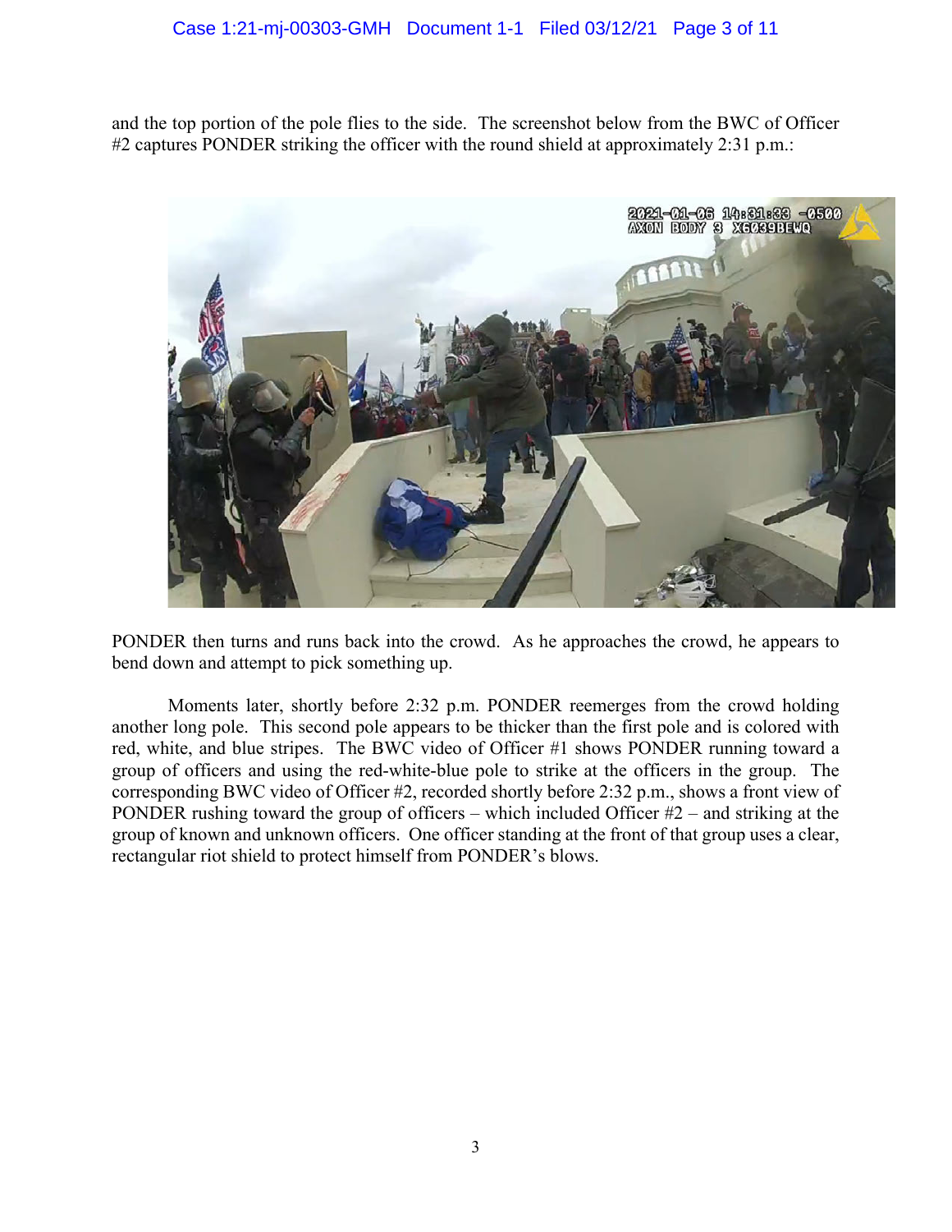and the top portion of the pole flies to the side. The screenshot below from the BWC of Officer #2 captures PONDER striking the officer with the round shield at approximately 2:31 p.m.:

PONDER then turns and runs back into the crowd. As he approaches the crowd, he appears to bend down and attempt to pick something up.

Moments later, shortly before 2:32 p.m. PONDER reemerges from the crowd holding another long pole. This second pole appears to be thicker than the first pole and is colored with red, white, and blue stripes. The BWC video of Officer #1 shows PONDER running toward a group of officers and using the red-white-blue pole to strike at the officers in the group. The corresponding BWC video of Officer #2, recorded shortly before 2:32 p.m., shows a front view of PONDER rushing toward the group of officers – which included Officer #2 – and striking at the group of known and unknown officers. One officer standing at the front of that group uses a clear, rectangular riot shield to protect himself from PONDER's blows.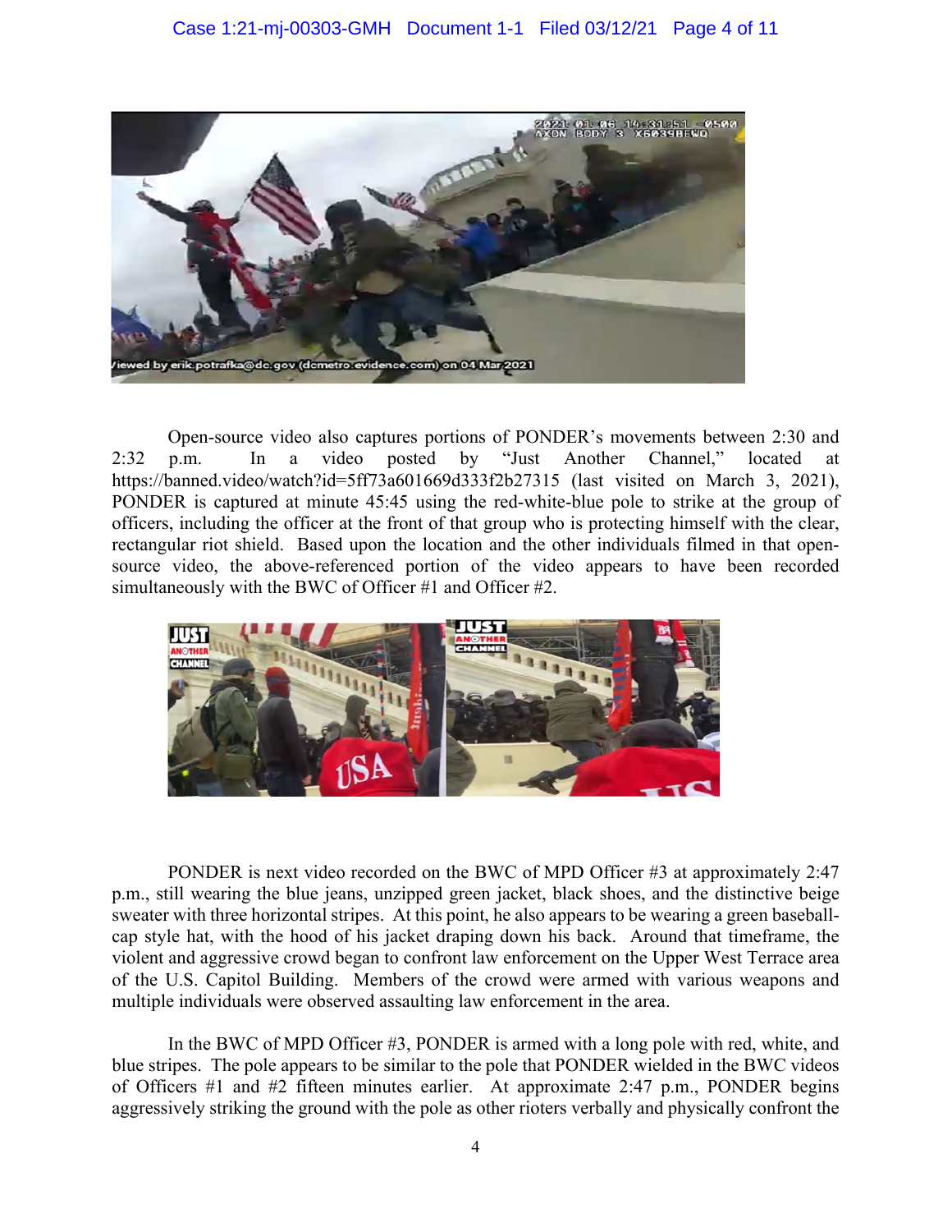Open-source video also captures portions of PONDER's movements between 2:30 and 2:32 p.m. In a video posted by "Just Another Channel," located at https://banned.video/watch?id=5ff73a601669d333f2b27315 (last visited on March 3, 2021), PONDER is captured at minute 45:45 using the red-white-blue pole to strike at the group of officers, including the officer at the front of that group who is protecting himself with the clear, rectangular riot shield. Based upon the location and the other individuals filmed in that open-source video, the above-referenced portion of the video appears to have been recorded simultaneously with the BWC of Officer #1 and Officer #2.

PONDER is next video recorded on the BWC of MPD Officer #3 at approximately 2:47 p.m., still wearing the blue jeans, unzipped green jacket, black shoes, and the distinctive beige sweater with three horizontal stripes. At this point, he also appears to be wearing a green baseball-cap style hat, with the hood of his jacket draping down his back. Around that timeframe, the violent and aggressive crowd began to confront law enforcement on the Upper West Terrace area of the U.S. Capitol Building. Members of the crowd were armed with various weapons and multiple individuals were observed assaulting law enforcement in the area.

In the BWC of MPD Officer #3, PONDER is armed with a long pole with red, white, and blue stripes. The pole appears to be similar to the pole that PONDER wielded in the BWC videos of Officers #1 and #2 fifteen minutes earlier. At approximate 2:47 p.m., PONDER begins aggressively striking the ground with the pole as other rioters verbally and physically confront the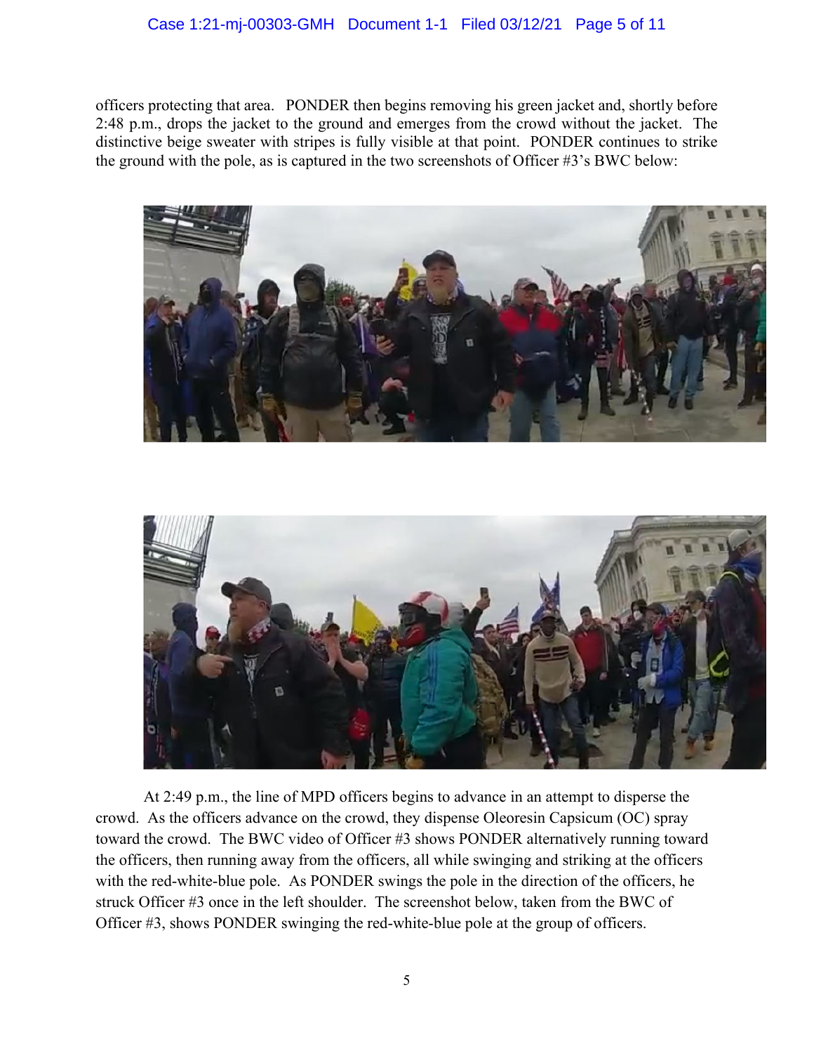officers protecting that area. PONDER then begins removing his green jacket and, shortly before 2:48 p.m., drops the jacket to the ground and emerges from the crowd without the jacket. The distinctive beige sweater with stripes is fully visible at that point. PONDER continues to strike the ground with the pole, as is captured in the two screenshots of Officer #3's BWC below:

At 2:49 p.m., the line of MPD officers begins to advance in an attempt to disperse the crowd. As the officers advance on the crowd, they dispense Oleoresin Capsicum (OC) spray toward the crowd. The BWC video of Officer #3 shows PONDER alternatively running toward the officers, then running away from the officers, all while swinging and striking at the officers with the red-white-blue pole. As PONDER swings the pole in the direction of the officers, he struck Officer #3 once in the left shoulder. The screenshot below, taken from the BWC of Officer #3, shows PONDER swinging the red-white-blue pole at the group of officers.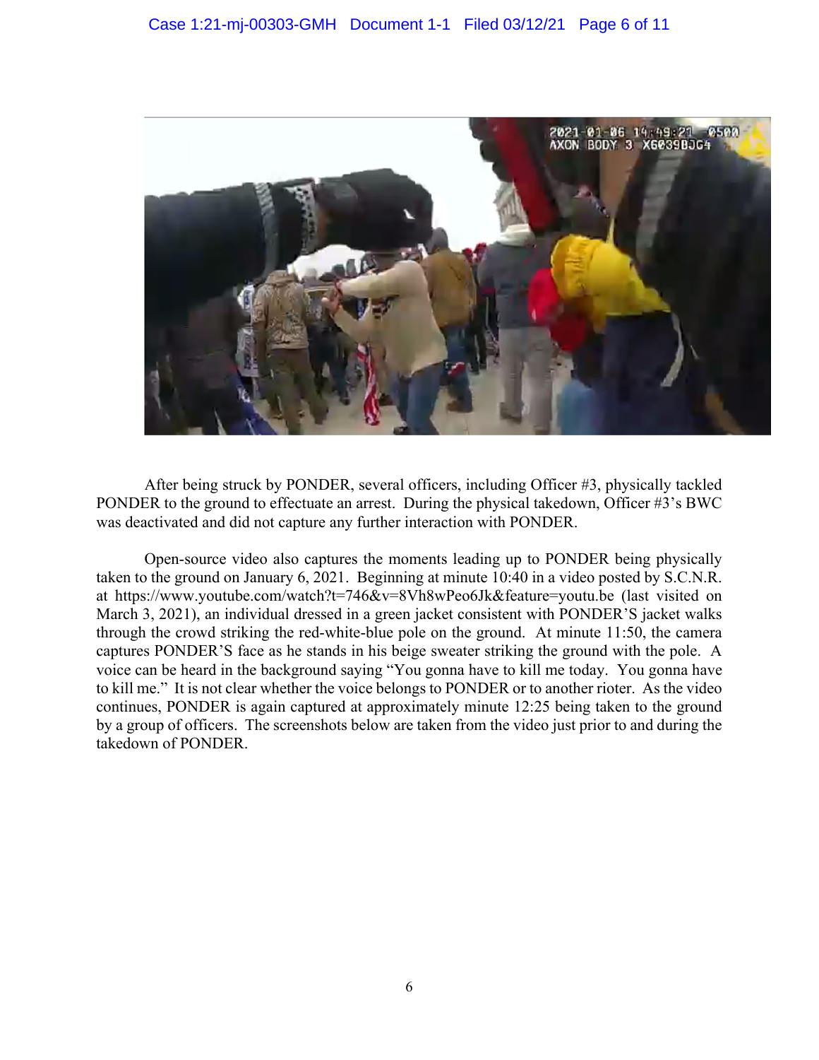After being struck by PONDER, several officers, including Officer #3, physically tackled PONDER to the ground to effectuate an arrest. During the physical takedown, Officer #3's BWC was deactivated and did not capture any further interaction with PONDER.

Open-source video also captures the moments leading up to PONDER being physically taken to the ground on January 6, 2021. Beginning at minute 10:40 in a video posted by S.C.N.R. at https://www.youtube.com/watch?t=746&v=8Vh8wPeo6Jk&feature=youtu.be (last visited on March 3, 2021), an individual dressed in a green jacket consistent with PONDER'S jacket walks through the crowd striking the red-white-blue pole on the ground. At minute 11:50, the camera captures PONDER'S face as he stands in his beige sweater striking the ground with the pole. A voice can be heard in the background saying "You gonna have to kill me today. You gonna have to kill me." It is not clear whether the voice belongs to PONDER or to another rioter. As the video continues, PONDER is again captured at approximately minute 12:25 being taken to the ground by a group of officers. The screenshots below are taken from the video just prior to and during the takedown of PONDER.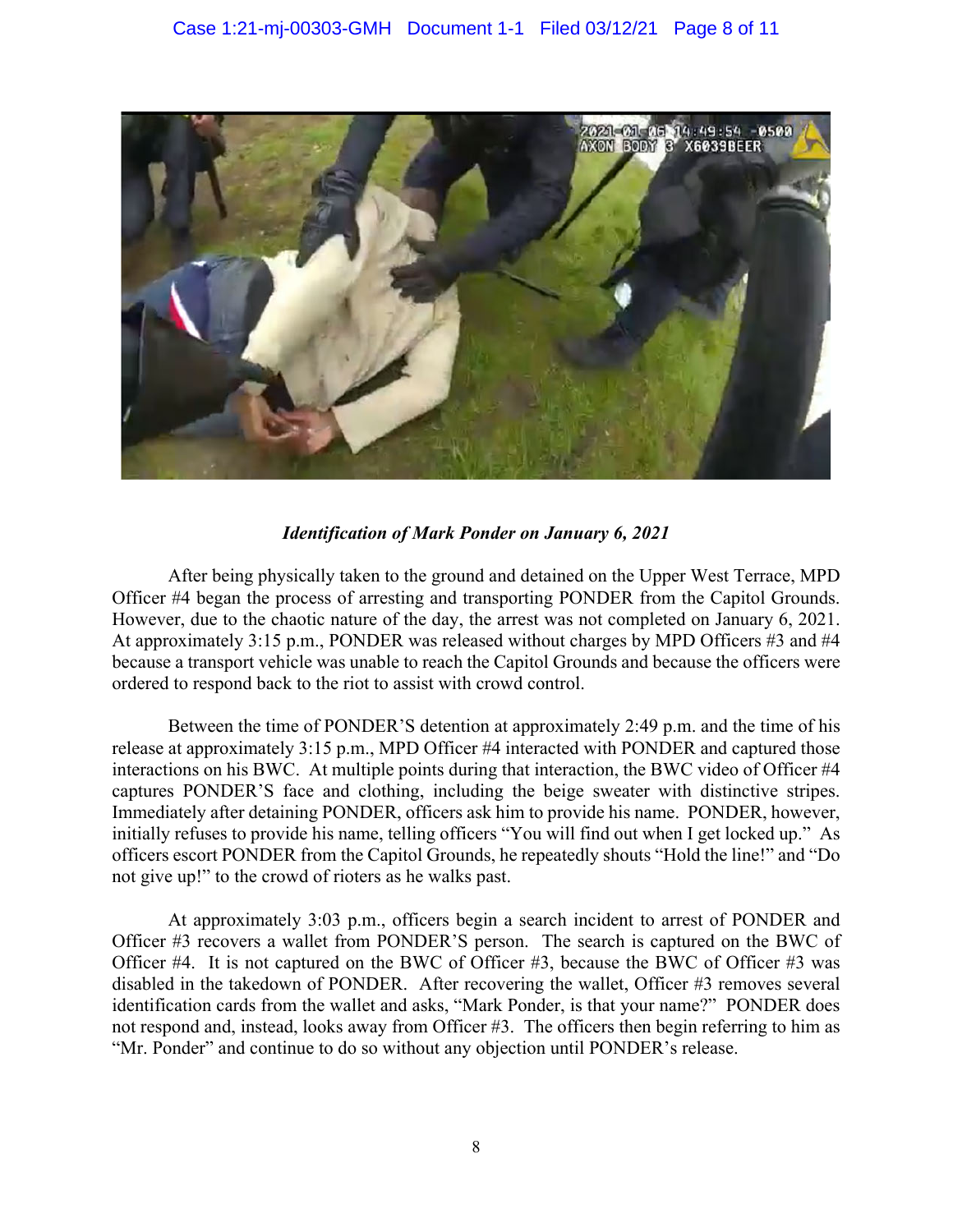*Identification of Mark Ponder on January 6, 2021*

After being physically taken to the ground and detained on the Upper West Terrace, MPD Officer #4 began the process of arresting and transporting PONDER from the Capitol Grounds. However, due to the chaotic nature of the day, the arrest was not completed on January 6, 2021. At approximately 3:15 p.m., PONDER was released without charges by MPD Officers #3 and #4 because a transport vehicle was unable to reach the Capitol Grounds and because the officers were ordered to respond back to the riot to assist with crowd control.

Between the time of PONDER'S detention at approximately 2:49 p.m. and the time of his release at approximately 3:15 p.m., MPD Officer #4 interacted with PONDER and captured those interactions on his BWC. At multiple points during that interaction, the BWC video of Officer #4 captures PONDER'S face and clothing, including the beige sweater with distinctive stripes. Immediately after detaining PONDER, officers ask him to provide his name. PONDER, however, initially refuses to provide his name, telling officers "You will find out when I get locked up." As officers escort PONDER from the Capitol Grounds, he repeatedly shouts "Hold the line!" and "Do not give up!" to the crowd of rioters as he walks past.

At approximately 3:03 p.m., officers begin a search incident to arrest of PONDER and Officer #3 recovers a wallet from PONDER'S person. The search is captured on the BWC of Officer #4. It is not captured on the BWC of Officer #3, because the BWC of Officer #3 was disabled in the takedown of PONDER. After recovering the wallet, Officer #3 removes several identification cards from the wallet and asks, "Mark Ponder, is that your name?" PONDER does not respond and, instead, looks away from Officer #3. The officers then begin referring to him as "Mr. Ponder" and continue to do so without any objection until PONDER's release.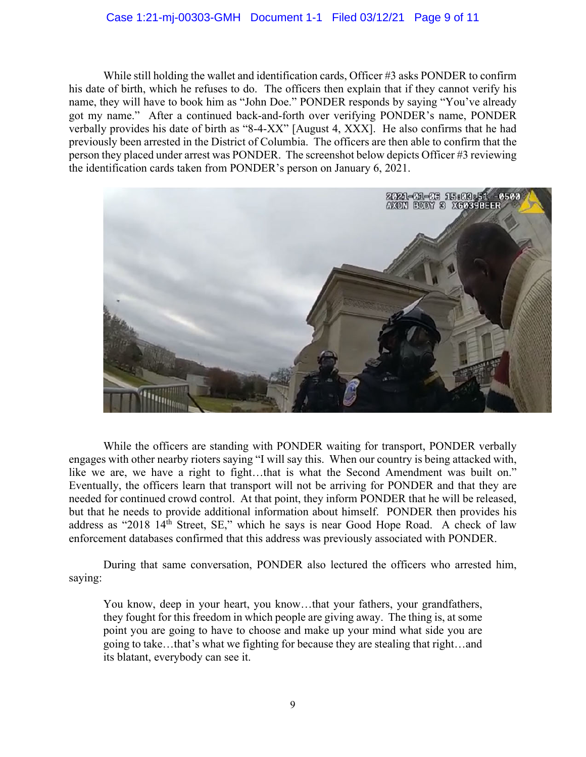While still holding the wallet and identification cards, Officer #3 asks PONDER to confirm his date of birth, which he refuses to do. The officers then explain that if they cannot verify his name, they will have to book him as "John Doe." PONDER responds by saying "You've already got my name." After a continued back-and-forth over verifying PONDER's name, PONDER verbally provides his date of birth as "8-4-XX" [August 4, XXX]. He also confirms that he had previously been arrested in the District of Columbia. The officers are then able to confirm that the person they placed under arrest was PONDER. The screenshot below depicts Officer #3 reviewing the identification cards taken from PONDER's person on January 6, 2021.

While the officers are standing with PONDER waiting for transport, PONDER verbally engages with other nearby rioters saying "I will say this. When our country is being attacked with, like we are, we have a right to fight…that is what the Second Amendment was built on." Eventually, the officers learn that transport will not be arriving for PONDER and that they are needed for continued crowd control. At that point, they inform PONDER that he will be released, but that he needs to provide additional information about himself. PONDER then provides his address as "2018 14th Street, SE," which he says is near Good Hope Road. A check of law enforcement databases confirmed that this address was previously associated with PONDER.

During that same conversation, PONDER also lectured the officers who arrested him, saying:

> You know, deep in your heart, you know…that your fathers, your grandfathers, they fought for this freedom in which people are giving away. The thing is, at some point you are going to have to choose and make up your mind what side you are going to take…that's what we fighting for because they are stealing that right…and its blatant, everybody can see it.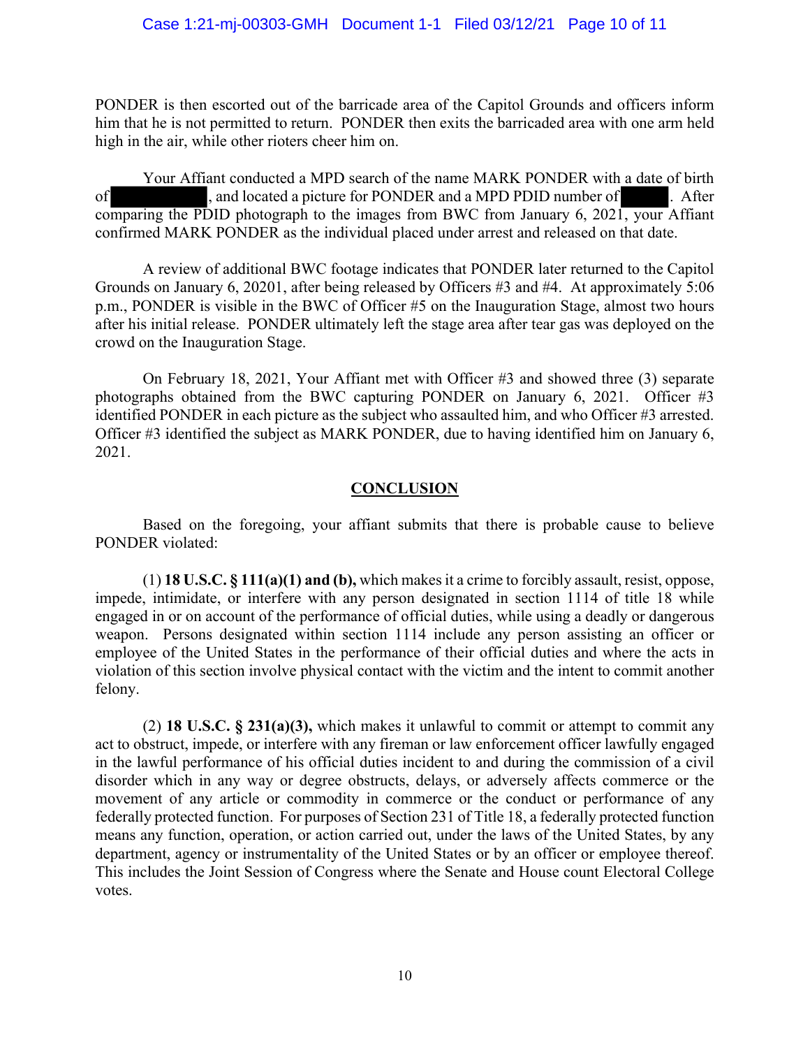PONDER is then escorted out of the barricade area of the Capitol Grounds and officers inform him that he is not permitted to return. PONDER then exits the barricaded area with one arm held high in the air, while other rioters cheer him on.

Your Affiant conducted a MPD search of the name MARK PONDER with a date of birth of ██████████, and located a picture for PONDER and a MPD PDID number of █████. After comparing the PDID photograph to the images from BWC from January 6, 2021, your Affiant confirmed MARK PONDER as the individual placed under arrest and released on that date.

A review of additional BWC footage indicates that PONDER later returned to the Capitol Grounds on January 6, 20201, after being released by Officers #3 and #4. At approximately 5:06 p.m., PONDER is visible in the BWC of Officer #5 on the Inauguration Stage, almost two hours after his initial release. PONDER ultimately left the stage area after tear gas was deployed on the crowd on the Inauguration Stage.

On February 18, 2021, Your Affiant met with Officer #3 and showed three (3) separate photographs obtained from the BWC capturing PONDER on January 6, 2021. Officer #3 identified PONDER in each picture as the subject who assaulted him, and who Officer #3 arrested. Officer #3 identified the subject as MARK PONDER, due to having identified him on January 6, 2021.

## CONCLUSION

Based on the foregoing, your affiant submits that there is probable cause to believe PONDER violated:

(1) **18 U.S.C. § 111(a)(1) and (b),** which makes it a crime to forcibly assault, resist, oppose, impede, intimidate, or interfere with any person designated in section 1114 of title 18 while engaged in or on account of the performance of official duties, while using a deadly or dangerous weapon. Persons designated within section 1114 include any person assisting an officer or employee of the United States in the performance of their official duties and where the acts in violation of this section involve physical contact with the victim and the intent to commit another felony.

(2) **18 U.S.C. § 231(a)(3),** which makes it unlawful to commit or attempt to commit any act to obstruct, impede, or interfere with any fireman or law enforcement officer lawfully engaged in the lawful performance of his official duties incident to and during the commission of a civil disorder which in any way or degree obstructs, delays, or adversely affects commerce or the movement of any article or commodity in commerce or the conduct or performance of any federally protected function. For purposes of Section 231 of Title 18, a federally protected function means any function, operation, or action carried out, under the laws of the United States, by any department, agency or instrumentality of the United States or by an officer or employee thereof. This includes the Joint Session of Congress where the Senate and House count Electoral College votes.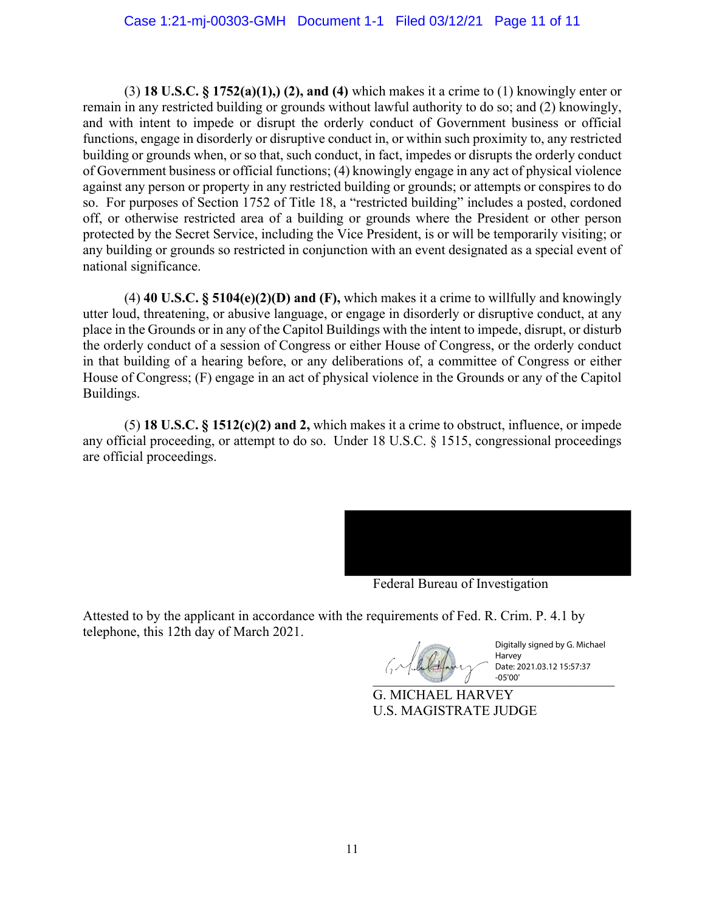(3) **18 U.S.C. § 1752(a)(1),) (2), and (4)** which makes it a crime to (1) knowingly enter or remain in any restricted building or grounds without lawful authority to do so; and (2) knowingly, and with intent to impede or disrupt the orderly conduct of Government business or official functions, engage in disorderly or disruptive conduct in, or within such proximity to, any restricted building or grounds when, or so that, such conduct, in fact, impedes or disrupts the orderly conduct of Government business or official functions; (4) knowingly engage in any act of physical violence against any person or property in any restricted building or grounds; or attempts or conspires to do so. For purposes of Section 1752 of Title 18, a "restricted building" includes a posted, cordoned off, or otherwise restricted area of a building or grounds where the President or other person protected by the Secret Service, including the Vice President, is or will be temporarily visiting; or any building or grounds so restricted in conjunction with an event designated as a special event of national significance.

(4) **40 U.S.C. § 5104(e)(2)(D) and (F),** which makes it a crime to willfully and knowingly utter loud, threatening, or abusive language, or engage in disorderly or disruptive conduct, at any place in the Grounds or in any of the Capitol Buildings with the intent to impede, disrupt, or disturb the orderly conduct of a session of Congress or either House of Congress, or the orderly conduct in that building of a hearing before, or any deliberations of, a committee of Congress or either House of Congress; (F) engage in an act of physical violence in the Grounds or any of the Capitol Buildings.

(5) **18 U.S.C. § 1512(c)(2) and 2,** which makes it a crime to obstruct, influence, or impede any official proceeding, or attempt to do so. Under 18 U.S.C. § 1515, congressional proceedings are official proceedings.

[REDACTED]

Federal Bureau of Investigation

Attested to by the applicant in accordance with the requirements of Fed. R. Crim. P. 4.1 by telephone, this 12th day of March 2021.

Digitally signed by G. Michael Harvey
Date: 2021.03.12 15:57:37 -05'00'

G. MICHAEL HARVEY
U.S. MAGISTRATE JUDGE